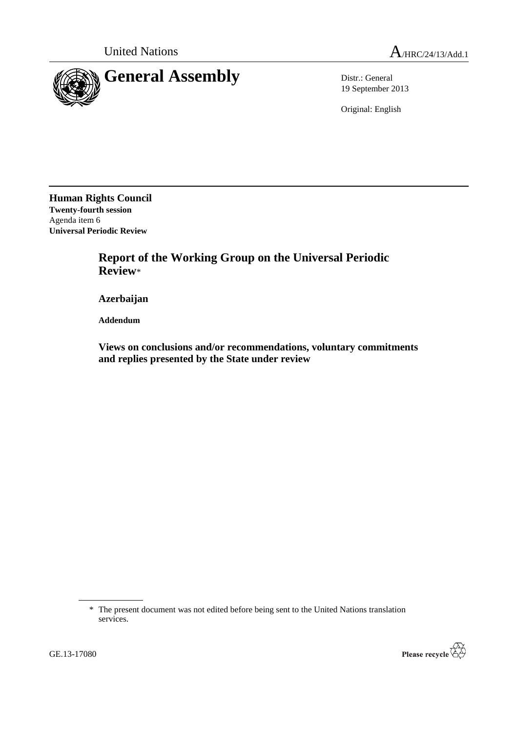United Nations A/HRC/24/13/Add.1

# General Assembly

Distr.: General
19 September 2013

Original: English

**Human Rights Council**
**Twenty-fourth session**
Agenda item 6
**Universal Periodic Review**

## Report of the Working Group on the Universal Periodic Review*

### Azerbaijan

**Addendum**

### Views on conclusions and/or recommendations, voluntary commitments and replies presented by the State under review

\* The present document was not edited before being sent to the United Nations translation services.

GE.13-17080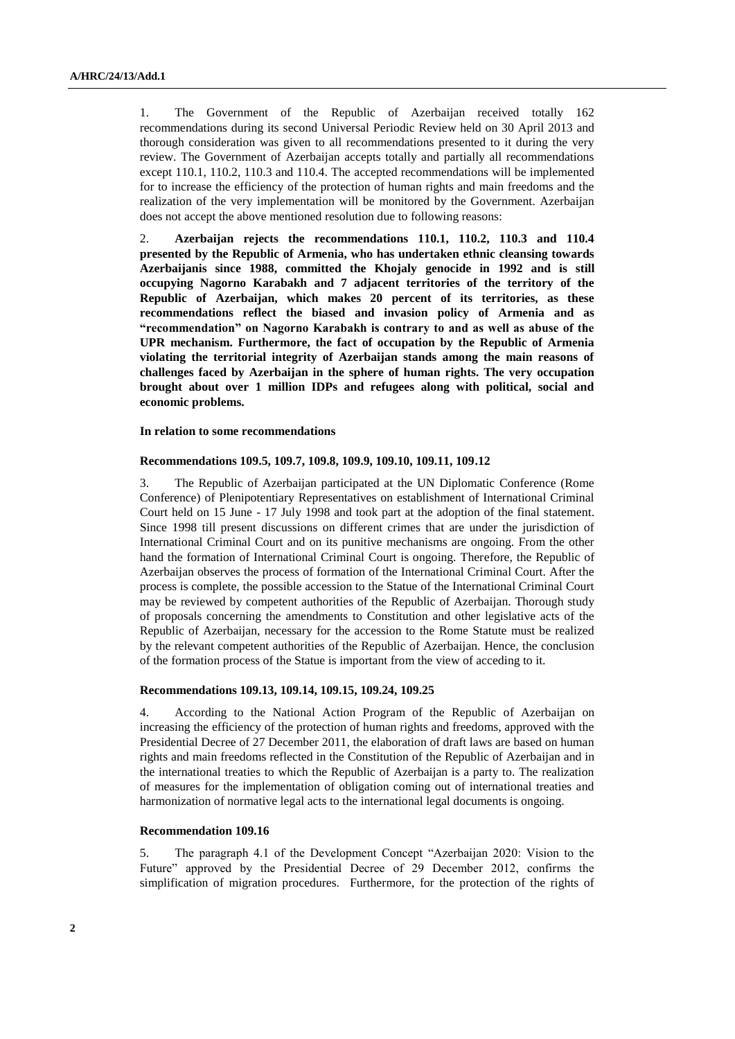1. The Government of the Republic of Azerbaijan received totally 162 recommendations during its second Universal Periodic Review held on 30 April 2013 and thorough consideration was given to all recommendations presented to it during the very review. The Government of Azerbaijan accepts totally and partially all recommendations except 110.1, 110.2, 110.3 and 110.4. The accepted recommendations will be implemented for to increase the efficiency of the protection of human rights and main freedoms and the realization of the very implementation will be monitored by the Government. Azerbaijan does not accept the above mentioned resolution due to following reasons:

2. **Azerbaijan rejects the recommendations 110.1, 110.2, 110.3 and 110.4 presented by the Republic of Armenia, who has undertaken ethnic cleansing towards Azerbaijanis since 1988, committed the Khojaly genocide in 1992 and is still occupying Nagorno Karabakh and 7 adjacent territories of the territory of the Republic of Azerbaijan, which makes 20 percent of its territories, as these recommendations reflect the biased and invasion policy of Armenia and as "recommendation" on Nagorno Karabakh is contrary to and as well as abuse of the UPR mechanism. Furthermore, the fact of occupation by the Republic of Armenia violating the territorial integrity of Azerbaijan stands among the main reasons of challenges faced by Azerbaijan in the sphere of human rights. The very occupation brought about over 1 million IDPs and refugees along with political, social and economic problems.**

**In relation to some recommendations**

**Recommendations 109.5, 109.7, 109.8, 109.9, 109.10, 109.11, 109.12**

3. The Republic of Azerbaijan participated at the UN Diplomatic Conference (Rome Conference) of Plenipotentiary Representatives on establishment of International Criminal Court held on 15 June - 17 July 1998 and took part at the adoption of the final statement. Since 1998 till present discussions on different crimes that are under the jurisdiction of International Criminal Court and on its punitive mechanisms are ongoing. From the other hand the formation of International Criminal Court is ongoing. Therefore, the Republic of Azerbaijan observes the process of formation of the International Criminal Court. After the process is complete, the possible accession to the Statue of the International Criminal Court may be reviewed by competent authorities of the Republic of Azerbaijan. Thorough study of proposals concerning the amendments to Constitution and other legislative acts of the Republic of Azerbaijan, necessary for the accession to the Rome Statute must be realized by the relevant competent authorities of the Republic of Azerbaijan. Hence, the conclusion of the formation process of the Statue is important from the view of acceding to it.

**Recommendations 109.13, 109.14, 109.15, 109.24, 109.25**

4. According to the National Action Program of the Republic of Azerbaijan on increasing the efficiency of the protection of human rights and freedoms, approved with the Presidential Decree of 27 December 2011, the elaboration of draft laws are based on human rights and main freedoms reflected in the Constitution of the Republic of Azerbaijan and in the international treaties to which the Republic of Azerbaijan is a party to. The realization of measures for the implementation of obligation coming out of international treaties and harmonization of normative legal acts to the international legal documents is ongoing.

**Recommendation 109.16**

5. The paragraph 4.1 of the Development Concept "Azerbaijan 2020: Vision to the Future" approved by the Presidential Decree of 29 December 2012, confirms the simplification of migration procedures. Furthermore, for the protection of the rights of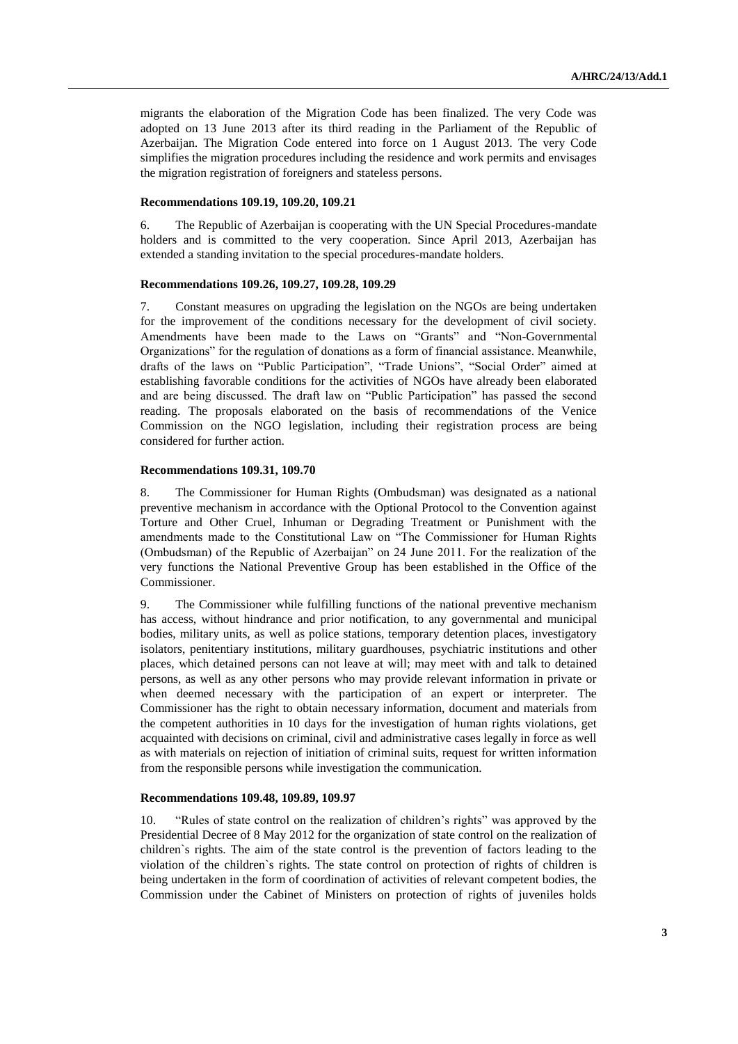migrants the elaboration of the Migration Code has been finalized. The very Code was adopted on 13 June 2013 after its third reading in the Parliament of the Republic of Azerbaijan. The Migration Code entered into force on 1 August 2013. The very Code simplifies the migration procedures including the residence and work permits and envisages the migration registration of foreigners and stateless persons.

#### Recommendations 109.19, 109.20, 109.21

6. The Republic of Azerbaijan is cooperating with the UN Special Procedures-mandate holders and is committed to the very cooperation. Since April 2013, Azerbaijan has extended a standing invitation to the special procedures-mandate holders.

#### Recommendations 109.26, 109.27, 109.28, 109.29

7. Constant measures on upgrading the legislation on the NGOs are being undertaken for the improvement of the conditions necessary for the development of civil society. Amendments have been made to the Laws on "Grants" and "Non-Governmental Organizations" for the regulation of donations as a form of financial assistance. Meanwhile, drafts of the laws on "Public Participation", "Trade Unions", "Social Order" aimed at establishing favorable conditions for the activities of NGOs have already been elaborated and are being discussed. The draft law on "Public Participation" has passed the second reading. The proposals elaborated on the basis of recommendations of the Venice Commission on the NGO legislation, including their registration process are being considered for further action.

#### Recommendations 109.31, 109.70

8. The Commissioner for Human Rights (Ombudsman) was designated as a national preventive mechanism in accordance with the Optional Protocol to the Convention against Torture and Other Cruel, Inhuman or Degrading Treatment or Punishment with the amendments made to the Constitutional Law on "The Commissioner for Human Rights (Ombudsman) of the Republic of Azerbaijan" on 24 June 2011. For the realization of the very functions the National Preventive Group has been established in the Office of the Commissioner.

9. The Commissioner while fulfilling functions of the national preventive mechanism has access, without hindrance and prior notification, to any governmental and municipal bodies, military units, as well as police stations, temporary detention places, investigatory isolators, penitentiary institutions, military guardhouses, psychiatric institutions and other places, which detained persons can not leave at will; may meet with and talk to detained persons, as well as any other persons who may provide relevant information in private or when deemed necessary with the participation of an expert or interpreter. The Commissioner has the right to obtain necessary information, document and materials from the competent authorities in 10 days for the investigation of human rights violations, get acquainted with decisions on criminal, civil and administrative cases legally in force as well as with materials on rejection of initiation of criminal suits, request for written information from the responsible persons while investigation the communication.

#### Recommendations 109.48, 109.89, 109.97

10. "Rules of state control on the realization of children's rights" was approved by the Presidential Decree of 8 May 2012 for the organization of state control on the realization of children`s rights. The aim of the state control is the prevention of factors leading to the violation of the children`s rights. The state control on protection of rights of children is being undertaken in the form of coordination of activities of relevant competent bodies, the Commission under the Cabinet of Ministers on protection of rights of juveniles holds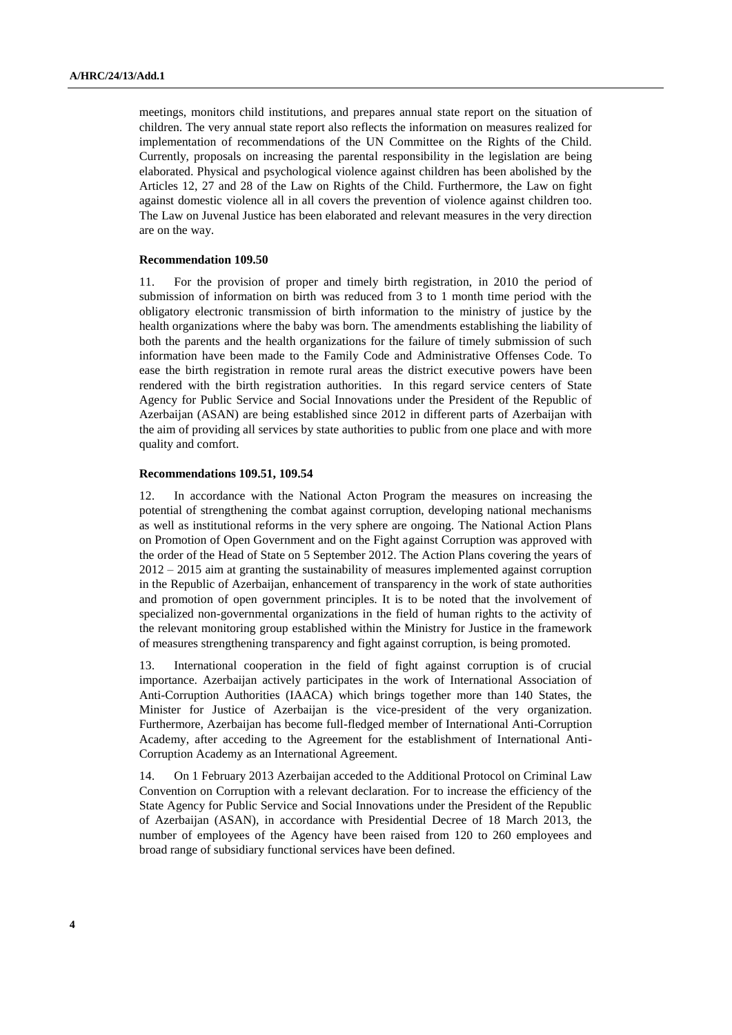meetings, monitors child institutions, and prepares annual state report on the situation of children. The very annual state report also reflects the information on measures realized for implementation of recommendations of the UN Committee on the Rights of the Child. Currently, proposals on increasing the parental responsibility in the legislation are being elaborated. Physical and psychological violence against children has been abolished by the Articles 12, 27 and 28 of the Law on Rights of the Child. Furthermore, the Law on fight against domestic violence all in all covers the prevention of violence against children too. The Law on Juvenal Justice has been elaborated and relevant measures in the very direction are on the way.

**Recommendation 109.50**

11. For the provision of proper and timely birth registration, in 2010 the period of submission of information on birth was reduced from 3 to 1 month time period with the obligatory electronic transmission of birth information to the ministry of justice by the health organizations where the baby was born. The amendments establishing the liability of both the parents and the health organizations for the failure of timely submission of such information have been made to the Family Code and Administrative Offenses Code. To ease the birth registration in remote rural areas the district executive powers have been rendered with the birth registration authorities. In this regard service centers of State Agency for Public Service and Social Innovations under the President of the Republic of Azerbaijan (ASAN) are being established since 2012 in different parts of Azerbaijan with the aim of providing all services by state authorities to public from one place and with more quality and comfort.

**Recommendations 109.51, 109.54**

12. In accordance with the National Acton Program the measures on increasing the potential of strengthening the combat against corruption, developing national mechanisms as well as institutional reforms in the very sphere are ongoing. The National Action Plans on Promotion of Open Government and on the Fight against Corruption was approved with the order of the Head of State on 5 September 2012. The Action Plans covering the years of 2012 – 2015 aim at granting the sustainability of measures implemented against corruption in the Republic of Azerbaijan, enhancement of transparency in the work of state authorities and promotion of open government principles. It is to be noted that the involvement of specialized non-governmental organizations in the field of human rights to the activity of the relevant monitoring group established within the Ministry for Justice in the framework of measures strengthening transparency and fight against corruption, is being promoted.

13. International cooperation in the field of fight against corruption is of crucial importance. Azerbaijan actively participates in the work of International Association of Anti-Corruption Authorities (IAACA) which brings together more than 140 States, the Minister for Justice of Azerbaijan is the vice-president of the very organization. Furthermore, Azerbaijan has become full-fledged member of International Anti-Corruption Academy, after acceding to the Agreement for the establishment of International Anti-Corruption Academy as an International Agreement.

14. On 1 February 2013 Azerbaijan acceded to the Additional Protocol on Criminal Law Convention on Corruption with a relevant declaration. For to increase the efficiency of the State Agency for Public Service and Social Innovations under the President of the Republic of Azerbaijan (ASAN), in accordance with Presidential Decree of 18 March 2013, the number of employees of the Agency have been raised from 120 to 260 employees and broad range of subsidiary functional services have been defined.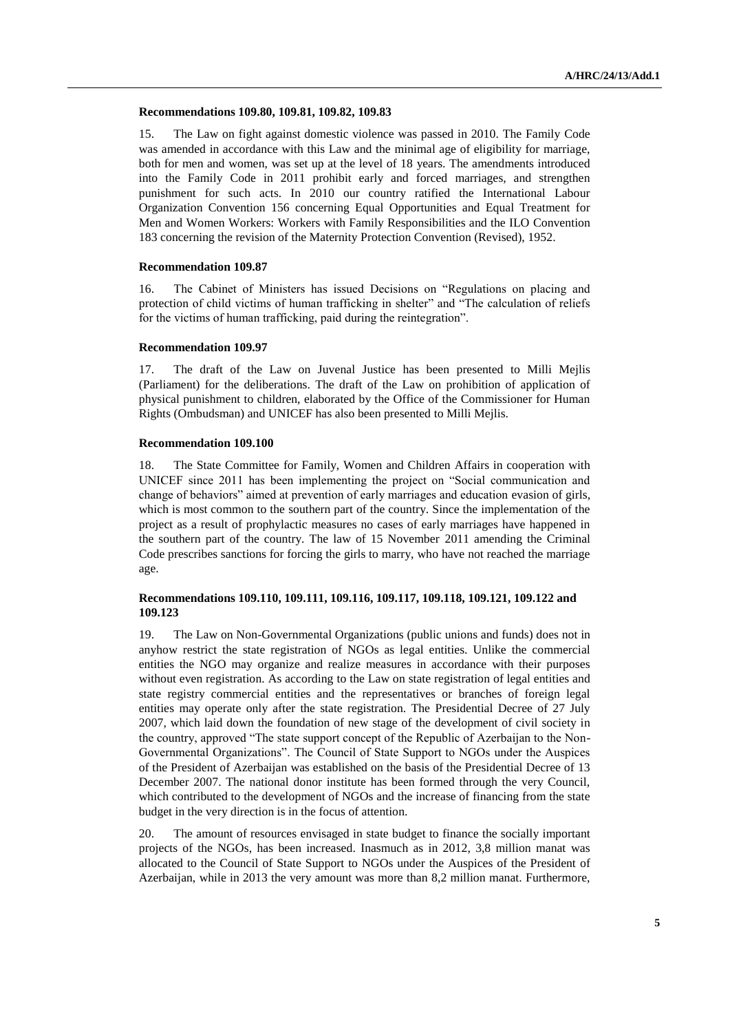### Recommendations 109.80, 109.81, 109.82, 109.83

15. The Law on fight against domestic violence was passed in 2010. The Family Code was amended in accordance with this Law and the minimal age of eligibility for marriage, both for men and women, was set up at the level of 18 years. The amendments introduced into the Family Code in 2011 prohibit early and forced marriages, and strengthen punishment for such acts. In 2010 our country ratified the International Labour Organization Convention 156 concerning Equal Opportunities and Equal Treatment for Men and Women Workers: Workers with Family Responsibilities and the ILO Convention 183 concerning the revision of the Maternity Protection Convention (Revised), 1952.

### Recommendation 109.87

16. The Cabinet of Ministers has issued Decisions on "Regulations on placing and protection of child victims of human trafficking in shelter" and "The calculation of reliefs for the victims of human trafficking, paid during the reintegration".

### Recommendation 109.97

17. The draft of the Law on Juvenal Justice has been presented to Milli Mejlis (Parliament) for the deliberations. The draft of the Law on prohibition of application of physical punishment to children, elaborated by the Office of the Commissioner for Human Rights (Ombudsman) and UNICEF has also been presented to Milli Mejlis.

### Recommendation 109.100

18. The State Committee for Family, Women and Children Affairs in cooperation with UNICEF since 2011 has been implementing the project on "Social communication and change of behaviors" aimed at prevention of early marriages and education evasion of girls, which is most common to the southern part of the country. Since the implementation of the project as a result of prophylactic measures no cases of early marriages have happened in the southern part of the country. The law of 15 November 2011 amending the Criminal Code prescribes sanctions for forcing the girls to marry, who have not reached the marriage age.

### Recommendations 109.110, 109.111, 109.116, 109.117, 109.118, 109.121, 109.122 and 109.123

19. The Law on Non-Governmental Organizations (public unions and funds) does not in anyhow restrict the state registration of NGOs as legal entities. Unlike the commercial entities the NGO may organize and realize measures in accordance with their purposes without even registration. As according to the Law on state registration of legal entities and state registry commercial entities and the representatives or branches of foreign legal entities may operate only after the state registration. The Presidential Decree of 27 July 2007, which laid down the foundation of new stage of the development of civil society in the country, approved "The state support concept of the Republic of Azerbaijan to the Non-Governmental Organizations". The Council of State Support to NGOs under the Auspices of the President of Azerbaijan was established on the basis of the Presidential Decree of 13 December 2007. The national donor institute has been formed through the very Council, which contributed to the development of NGOs and the increase of financing from the state budget in the very direction is in the focus of attention.

20. The amount of resources envisaged in state budget to finance the socially important projects of the NGOs, has been increased. Inasmuch as in 2012, 3,8 million manat was allocated to the Council of State Support to NGOs under the Auspices of the President of Azerbaijan, while in 2013 the very amount was more than 8,2 million manat. Furthermore,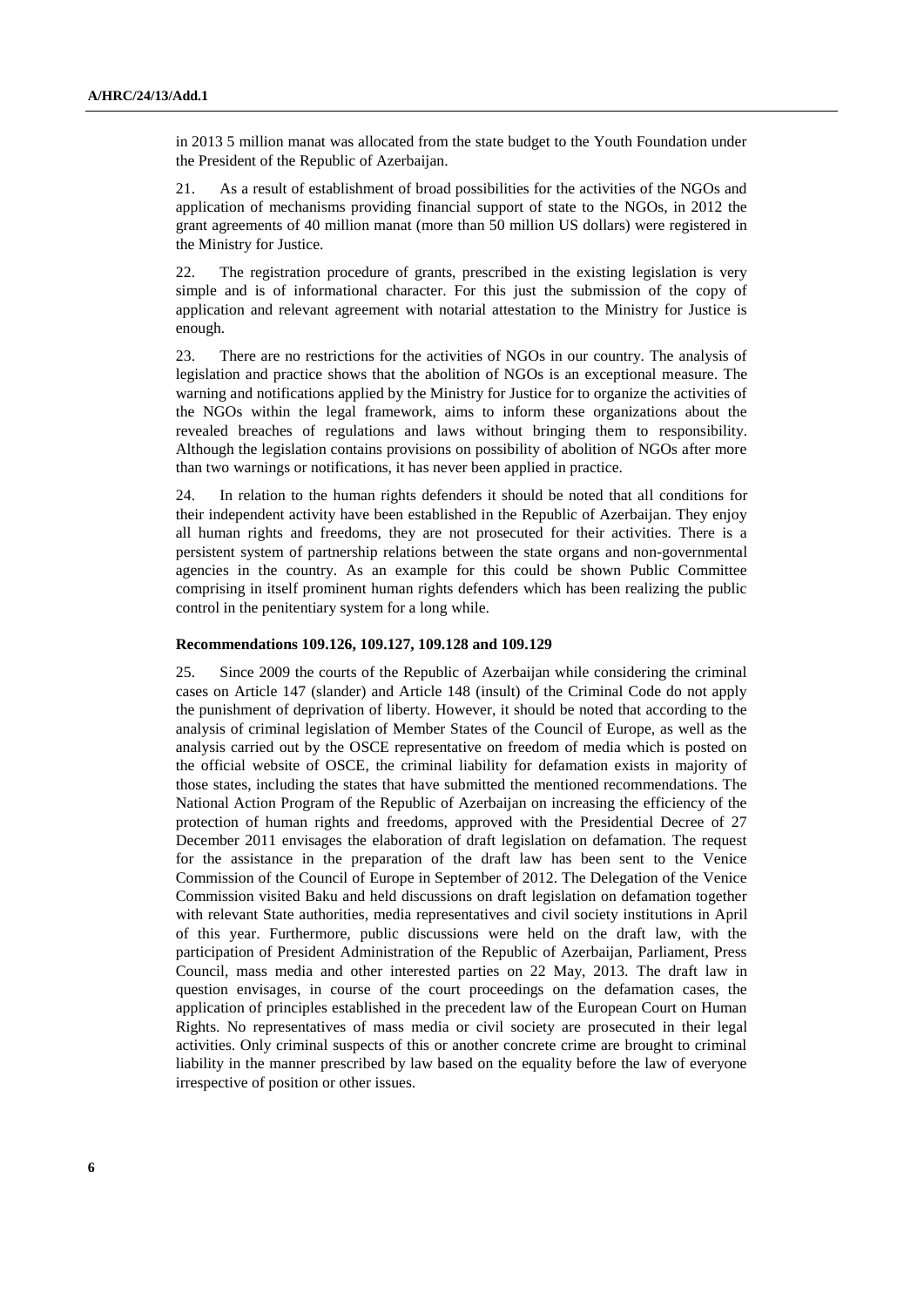in 2013 5 million manat was allocated from the state budget to the Youth Foundation under the President of the Republic of Azerbaijan.

21. As a result of establishment of broad possibilities for the activities of the NGOs and application of mechanisms providing financial support of state to the NGOs, in 2012 the grant agreements of 40 million manat (more than 50 million US dollars) were registered in the Ministry for Justice.

22. The registration procedure of grants, prescribed in the existing legislation is very simple and is of informational character. For this just the submission of the copy of application and relevant agreement with notarial attestation to the Ministry for Justice is enough.

23. There are no restrictions for the activities of NGOs in our country. The analysis of legislation and practice shows that the abolition of NGOs is an exceptional measure. The warning and notifications applied by the Ministry for Justice for to organize the activities of the NGOs within the legal framework, aims to inform these organizations about the revealed breaches of regulations and laws without bringing them to responsibility. Although the legislation contains provisions on possibility of abolition of NGOs after more than two warnings or notifications, it has never been applied in practice.

24. In relation to the human rights defenders it should be noted that all conditions for their independent activity have been established in the Republic of Azerbaijan. They enjoy all human rights and freedoms, they are not prosecuted for their activities. There is a persistent system of partnership relations between the state organs and non-governmental agencies in the country. As an example for this could be shown Public Committee comprising in itself prominent human rights defenders which has been realizing the public control in the penitentiary system for a long while.

**Recommendations 109.126, 109.127, 109.128 and 109.129**

25. Since 2009 the courts of the Republic of Azerbaijan while considering the criminal cases on Article 147 (slander) and Article 148 (insult) of the Criminal Code do not apply the punishment of deprivation of liberty. However, it should be noted that according to the analysis of criminal legislation of Member States of the Council of Europe, as well as the analysis carried out by the OSCE representative on freedom of media which is posted on the official website of OSCE, the criminal liability for defamation exists in majority of those states, including the states that have submitted the mentioned recommendations. The National Action Program of the Republic of Azerbaijan on increasing the efficiency of the protection of human rights and freedoms, approved with the Presidential Decree of 27 December 2011 envisages the elaboration of draft legislation on defamation. The request for the assistance in the preparation of the draft law has been sent to the Venice Commission of the Council of Europe in September of 2012. The Delegation of the Venice Commission visited Baku and held discussions on draft legislation on defamation together with relevant State authorities, media representatives and civil society institutions in April of this year. Furthermore, public discussions were held on the draft law, with the participation of President Administration of the Republic of Azerbaijan, Parliament, Press Council, mass media and other interested parties on 22 May, 2013. The draft law in question envisages, in course of the court proceedings on the defamation cases, the application of principles established in the precedent law of the European Court on Human Rights. No representatives of mass media or civil society are prosecuted in their legal activities. Only criminal suspects of this or another concrete crime are brought to criminal liability in the manner prescribed by law based on the equality before the law of everyone irrespective of position or other issues.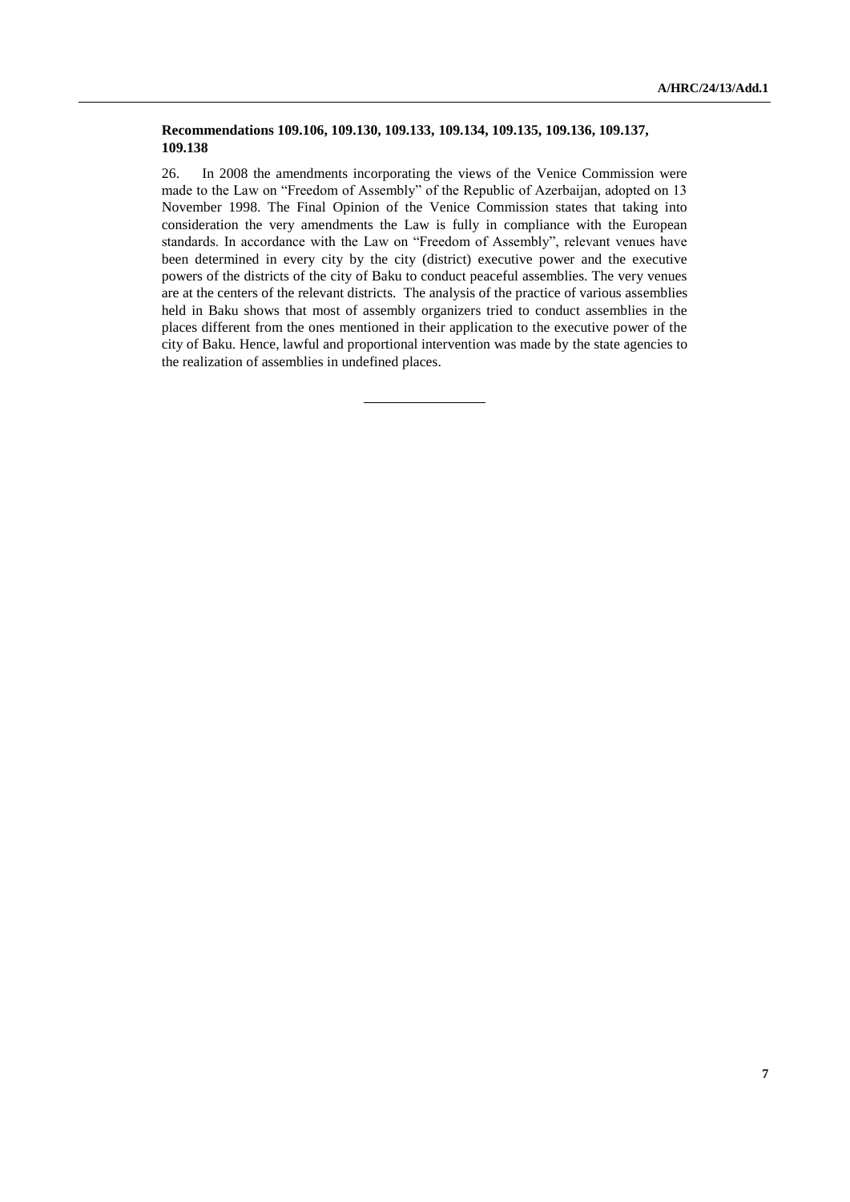**Recommendations 109.106, 109.130, 109.133, 109.134, 109.135, 109.136, 109.137, 109.138**

26. In 2008 the amendments incorporating the views of the Venice Commission were made to the Law on "Freedom of Assembly" of the Republic of Azerbaijan, adopted on 13 November 1998. The Final Opinion of the Venice Commission states that taking into consideration the very amendments the Law is fully in compliance with the European standards. In accordance with the Law on "Freedom of Assembly", relevant venues have been determined in every city by the city (district) executive power and the executive powers of the districts of the city of Baku to conduct peaceful assemblies. The very venues are at the centers of the relevant districts. The analysis of the practice of various assemblies held in Baku shows that most of assembly organizers tried to conduct assemblies in the places different from the ones mentioned in their application to the executive power of the city of Baku. Hence, lawful and proportional intervention was made by the state agencies to the realization of assemblies in undefined places.